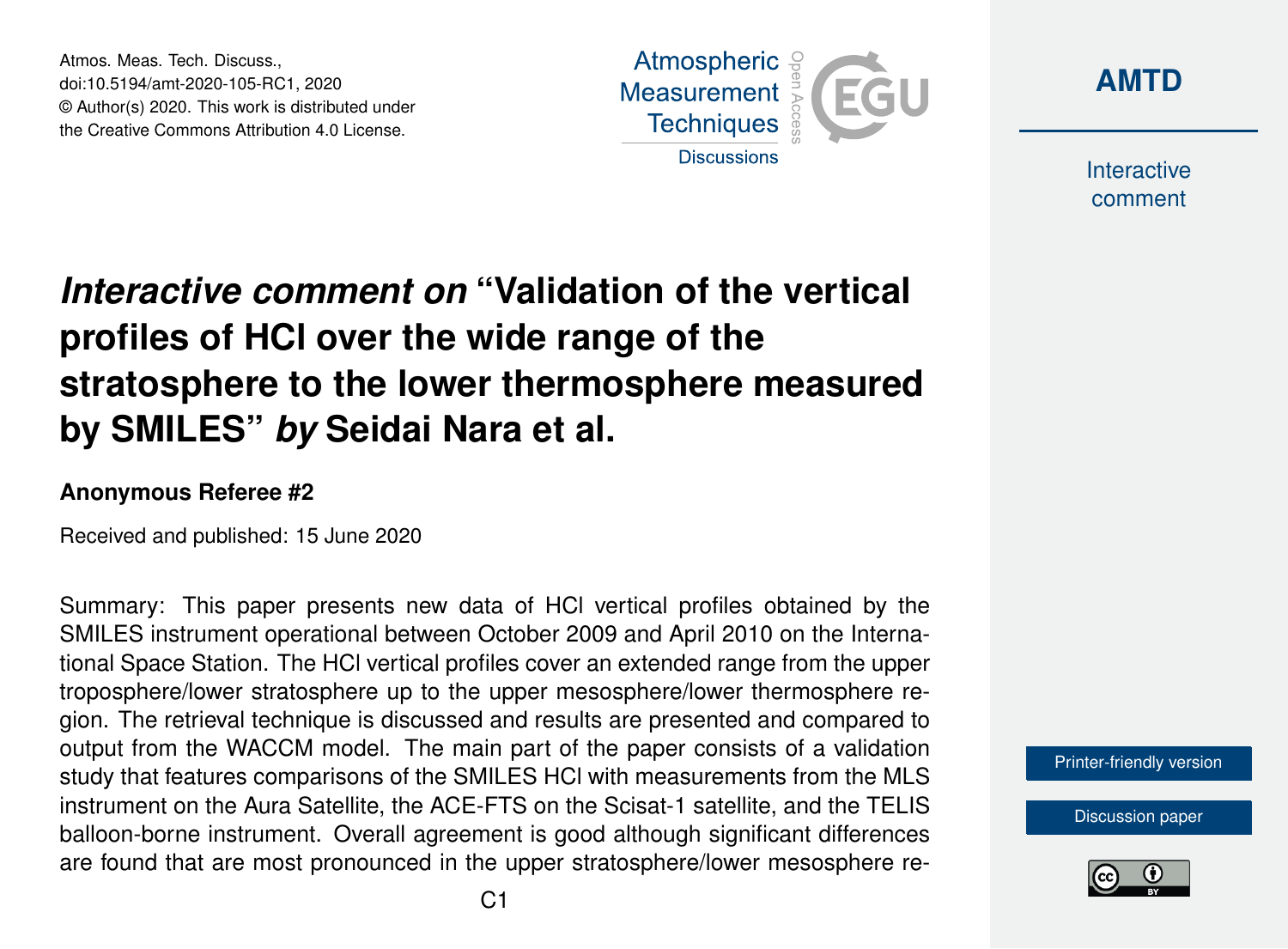Atmos. Meas. Tech. Discuss.,
doi:10.5194/amt-2020-105-RC1, 2020
© Author(s) 2020. This work is distributed under
the Creative Commons Attribution 4.0 License.

# *Interactive comment on* "Validation of the vertical profiles of HCl over the wide range of the stratosphere to the lower thermosphere measured by SMILES" *by* Seidai Nara et al.

### Anonymous Referee #2

Received and published: 15 June 2020

Summary: This paper presents new data of HCl vertical profiles obtained by the SMILES instrument operational between October 2009 and April 2010 on the International Space Station. The HCl vertical profiles cover an extended range from the upper troposphere/lower stratosphere up to the upper mesosphere/lower thermosphere region. The retrieval technique is discussed and results are presented and compared to output from the WACCM model. The main part of the paper consists of a validation study that features comparisons of the SMILES HCl with measurements from the MLS instrument on the Aura Satellite, the ACE-FTS on the Scisat-1 satellite, and the TELIS balloon-borne instrument. Overall agreement is good although significant differences are found that are most pronounced in the upper stratosphere/lower mesosphere re-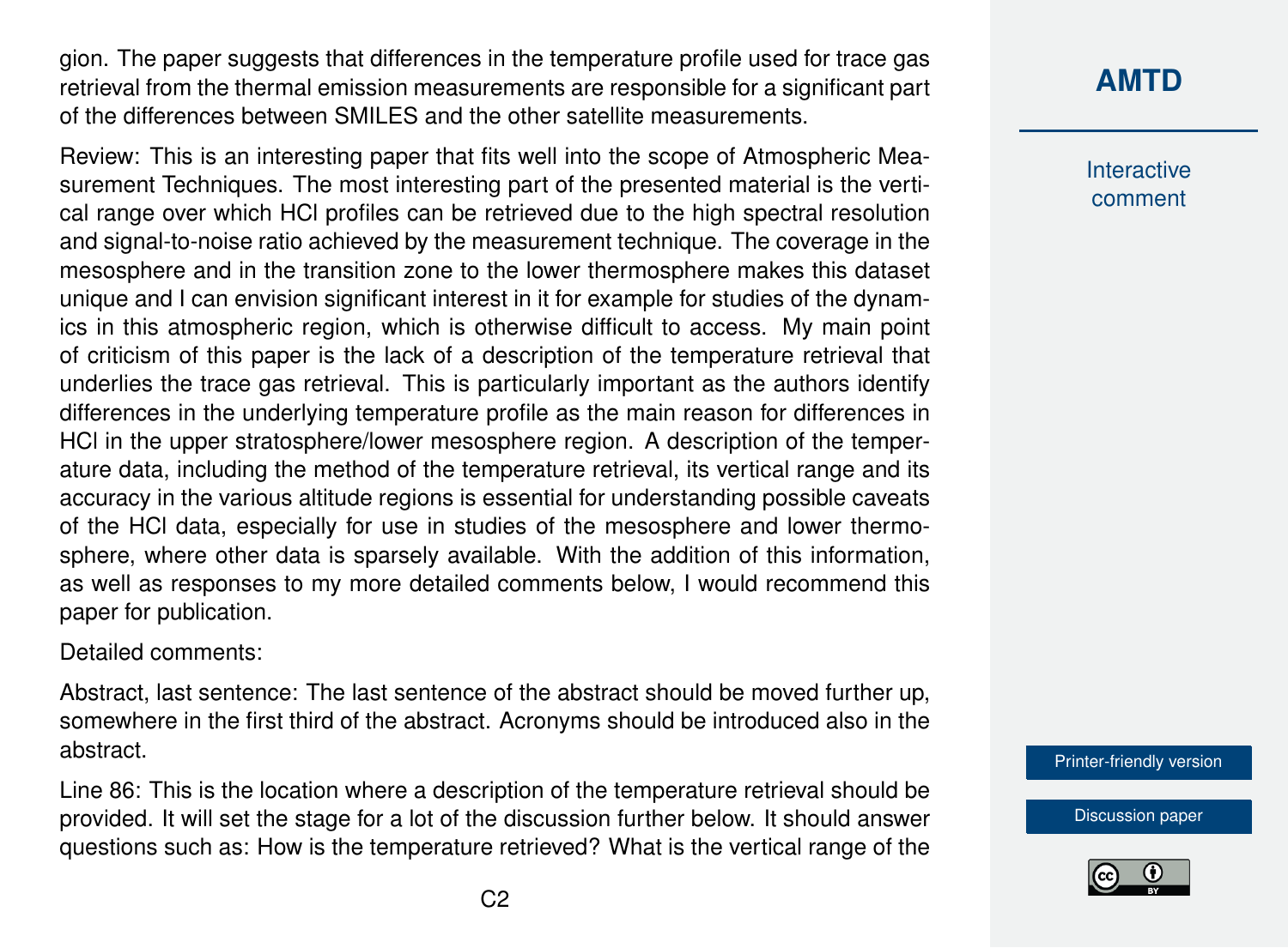gion. The paper suggests that differences in the temperature profile used for trace gas retrieval from the thermal emission measurements are responsible for a significant part of the differences between SMILES and the other satellite measurements.

Review: This is an interesting paper that fits well into the scope of Atmospheric Measurement Techniques. The most interesting part of the presented material is the vertical range over which HCl profiles can be retrieved due to the high spectral resolution and signal-to-noise ratio achieved by the measurement technique. The coverage in the mesosphere and in the transition zone to the lower thermosphere makes this dataset unique and I can envision significant interest in it for example for studies of the dynamics in this atmospheric region, which is otherwise difficult to access. My main point of criticism of this paper is the lack of a description of the temperature retrieval that underlies the trace gas retrieval. This is particularly important as the authors identify differences in the underlying temperature profile as the main reason for differences in HCl in the upper stratosphere/lower mesosphere region. A description of the temperature data, including the method of the temperature retrieval, its vertical range and its accuracy in the various altitude regions is essential for understanding possible caveats of the HCl data, especially for use in studies of the mesosphere and lower thermosphere, where other data is sparsely available. With the addition of this information, as well as responses to my more detailed comments below, I would recommend this paper for publication.

Detailed comments:

Abstract, last sentence: The last sentence of the abstract should be moved further up, somewhere in the first third of the abstract. Acronyms should be introduced also in the abstract.

Line 86: This is the location where a description of the temperature retrieval should be provided. It will set the stage for a lot of the discussion further below. It should answer questions such as: How is the temperature retrieved? What is the vertical range of the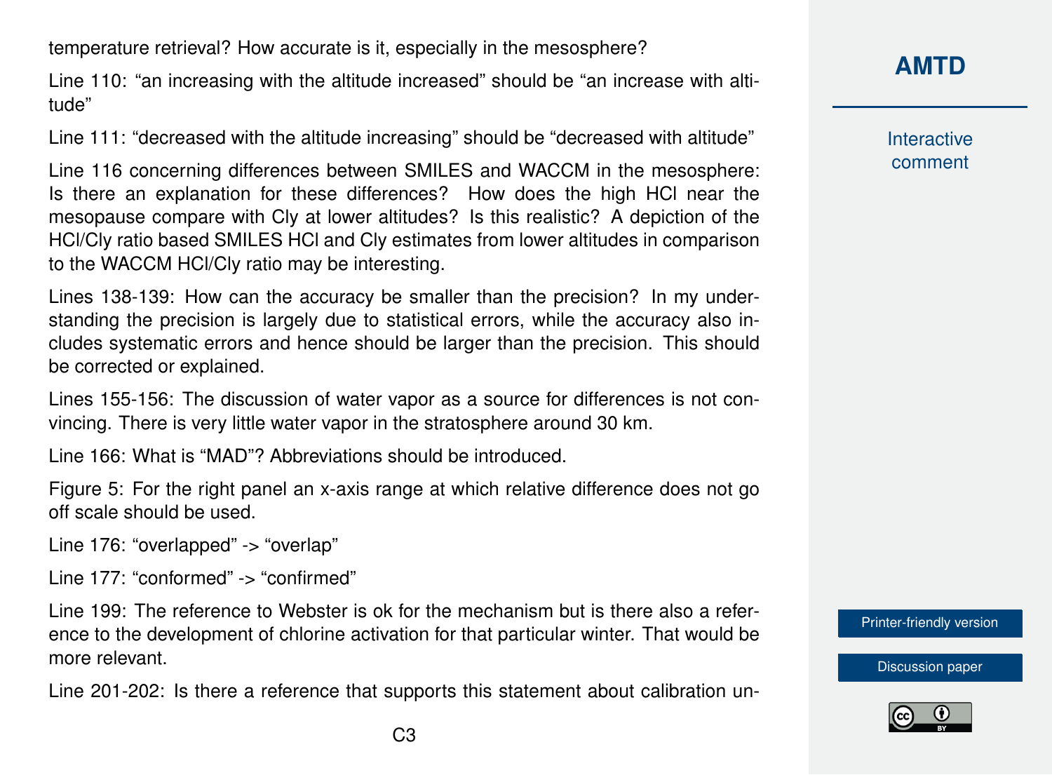temperature retrieval? How accurate is it, especially in the mesosphere?

Line 110: “an increasing with the altitude increased” should be “an increase with altitude”

Line 111: “decreased with the altitude increasing” should be “decreased with altitude”

Line 116 concerning differences between SMILES and WACCM in the mesosphere: Is there an explanation for these differences? How does the high HCl near the mesopause compare with Cly at lower altitudes? Is this realistic? A depiction of the HCl/Cly ratio based SMILES HCl and Cly estimates from lower altitudes in comparison to the WACCM HCl/Cly ratio may be interesting.

Lines 138-139: How can the accuracy be smaller than the precision? In my understanding the precision is largely due to statistical errors, while the accuracy also includes systematic errors and hence should be larger than the precision. This should be corrected or explained.

Lines 155-156: The discussion of water vapor as a source for differences is not convincing. There is very little water vapor in the stratosphere around 30 km.

Line 166: What is “MAD”? Abbreviations should be introduced.

Figure 5: For the right panel an x-axis range at which relative difference does not go off scale should be used.

Line 176: “overlapped” -> “overlap”

Line 177: “conformed” -> “confirmed”

Line 199: The reference to Webster is ok for the mechanism but is there also a reference to the development of chlorine activation for that particular winter. That would be more relevant.

Line 201-202: Is there a reference that supports this statement about calibration un-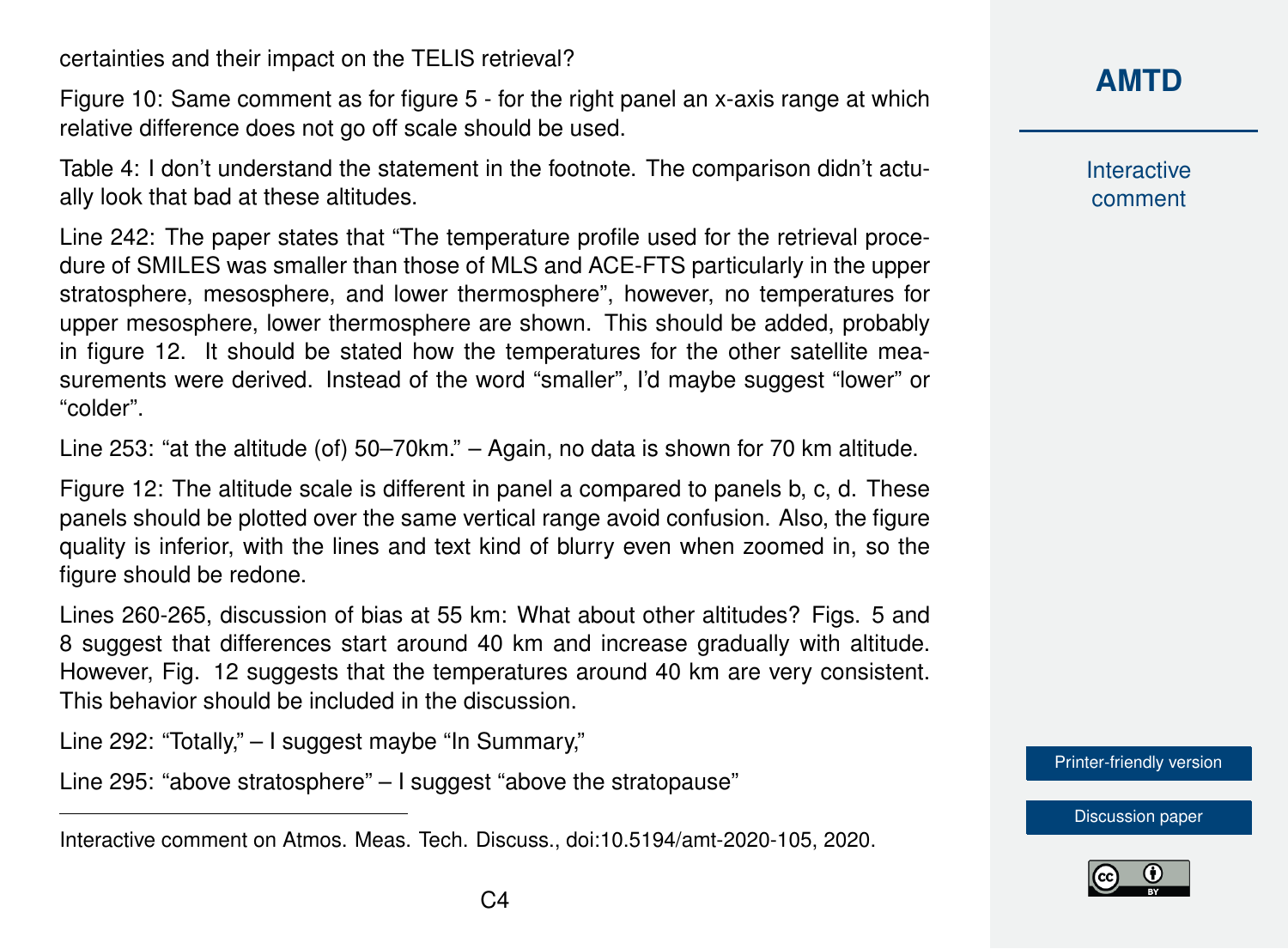certainties and their impact on the TELIS retrieval?

Figure 10: Same comment as for figure 5 - for the right panel an x-axis range at which relative difference does not go off scale should be used.

Table 4: I don't understand the statement in the footnote. The comparison didn't actually look that bad at these altitudes.

Line 242: The paper states that "The temperature profile used for the retrieval procedure of SMILES was smaller than those of MLS and ACE-FTS particularly in the upper stratosphere, mesosphere, and lower thermosphere", however, no temperatures for upper mesosphere, lower thermosphere are shown. This should be added, probably in figure 12. It should be stated how the temperatures for the other satellite measurements were derived. Instead of the word "smaller", I'd maybe suggest "lower" or "colder".

Line 253: "at the altitude (of) 50–70km." – Again, no data is shown for 70 km altitude.

Figure 12: The altitude scale is different in panel a compared to panels b, c, d. These panels should be plotted over the same vertical range avoid confusion. Also, the figure quality is inferior, with the lines and text kind of blurry even when zoomed in, so the figure should be redone.

Lines 260-265, discussion of bias at 55 km: What about other altitudes? Figs. 5 and 8 suggest that differences start around 40 km and increase gradually with altitude. However, Fig. 12 suggests that the temperatures around 40 km are very consistent. This behavior should be included in the discussion.

Line 292: "Totally," – I suggest maybe "In Summary,"

Line 295: "above stratosphere" – I suggest "above the stratopause"

Interactive comment on Atmos. Meas. Tech. Discuss., doi:10.5194/amt-2020-105, 2020.